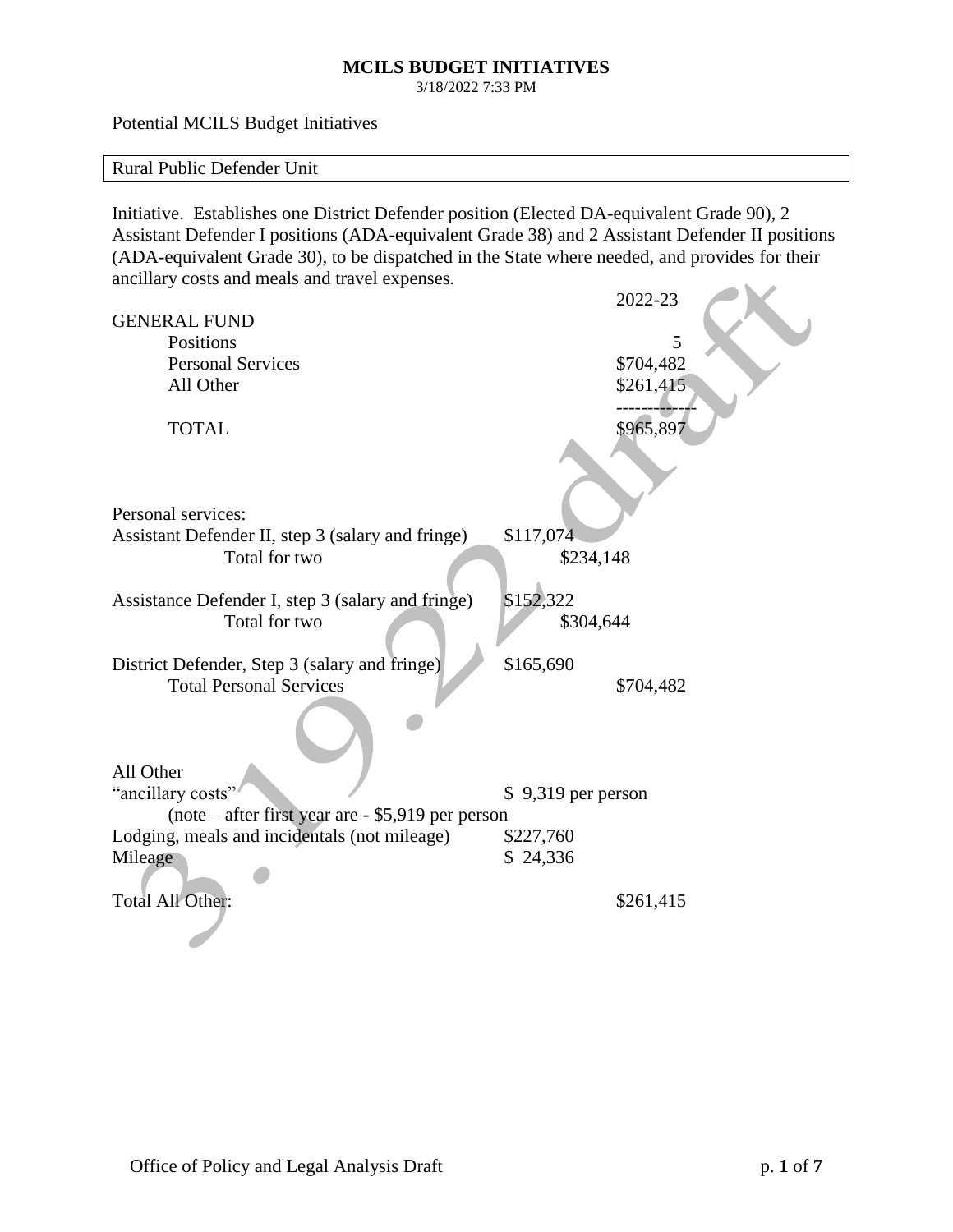**MCILS BUDGET INITIATIVES**
3/18/2022 7:33 PM

Potential MCILS Budget Initiatives

## Rural Public Defender Unit

Initiative. Establishes one District Defender position (Elected DA-equivalent Grade 90), 2 Assistant Defender I positions (ADA-equivalent Grade 38) and 2 Assistant Defender II positions (ADA-equivalent Grade 30), to be dispatched in the State where needed, and provides for their ancillary costs and meals and travel expenses.

| | 2022-23 |
|---|---|
| GENERAL FUND | |
| Positions | 5 |
| Personal Services | $704,482 |
| All Other | $261,415 |
| | ------------ |
| TOTAL | $965,897 |

Personal services:

| | | | |
|---|---|---|---|
| Assistant Defender II, step 3 (salary and fringe) | $117,074 | | |
| Total for two | | $234,148 | |
| Assistance Defender I, step 3 (salary and fringe) | $152,322 | | |
| Total for two | | $304,644 | |
| District Defender, Step 3 (salary and fringe) | $165,690 | | |
| Total Personal Services | | | $704,482 |

All Other

| | | |
|---|---|---|
| "ancillary costs" | $ 9,319 per person | |
| (note – after first year are - $5,919 per person | | |
| Lodging, meals and incidentals (not mileage) | $227,760 | |
| Mileage | $ 24,336 | |
| Total All Other: | | $261,415 |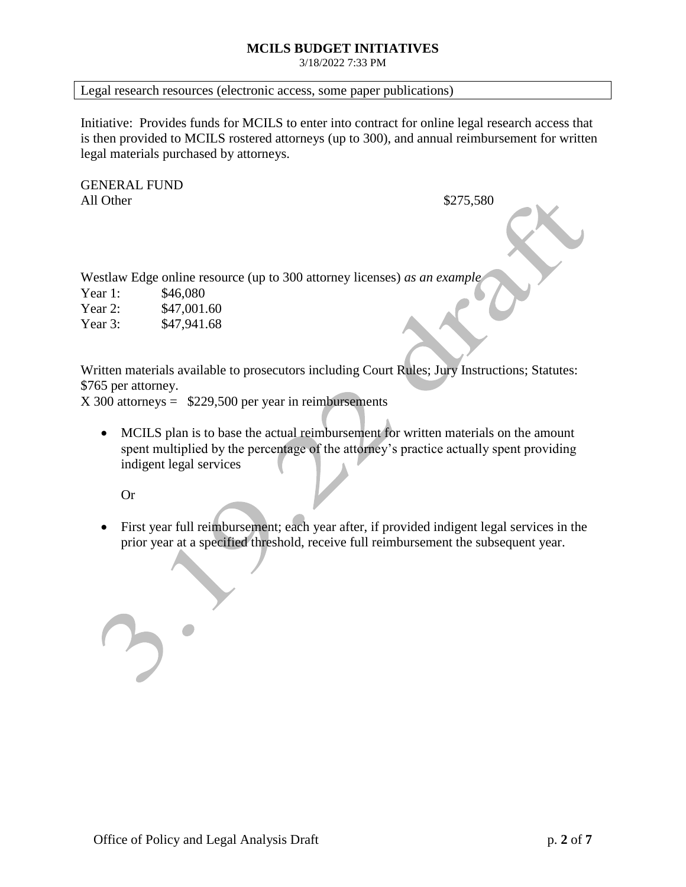Legal research resources (electronic access, some paper publications)

Initiative: Provides funds for MCILS to enter into contract for online legal research access that is then provided to MCILS rostered attorneys (up to 300), and annual reimbursement for written legal materials purchased by attorneys.

GENERAL FUND
All Other $275,580

Westlaw Edge online resource (up to 300 attorney licenses) *as an example*

| | |
|---|---|
| Year 1: | $46,080 |
| Year 2: | $47,001.60 |
| Year 3: | $47,941.68 |

Written materials available to prosecutors including Court Rules; Jury Instructions; Statutes: $765 per attorney.
X 300 attorneys = $229,500 per year in reimbursements

- MCILS plan is to base the actual reimbursement for written materials on the amount spent multiplied by the percentage of the attorney's practice actually spent providing indigent legal services

  Or

- First year full reimbursement; each year after, if provided indigent legal services in the prior year at a specified threshold, receive full reimbursement the subsequent year.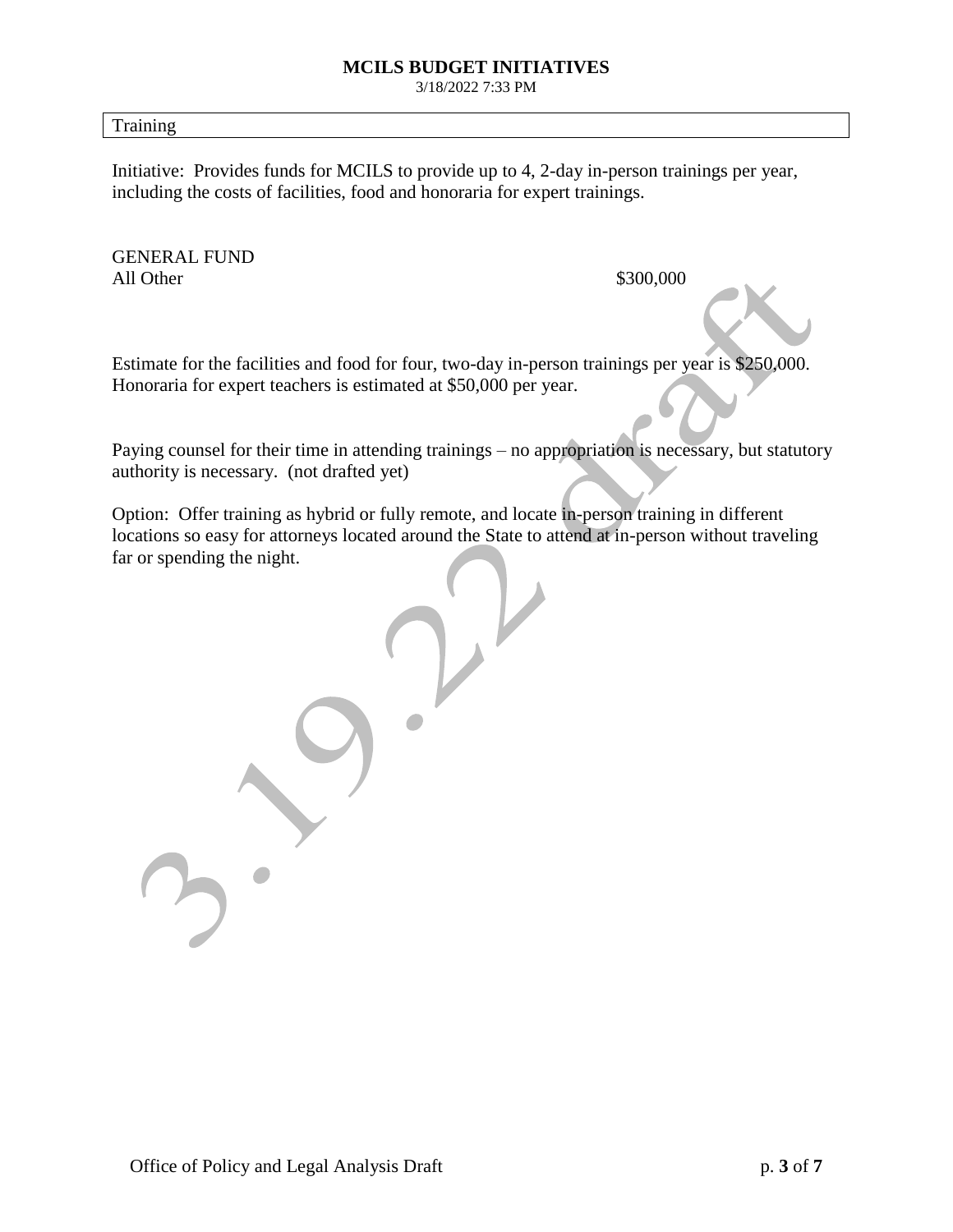Training

Initiative: Provides funds for MCILS to provide up to 4, 2-day in-person trainings per year, including the costs of facilities, food and honoraria for expert trainings.

GENERAL FUND

All Other $300,000

Estimate for the facilities and food for four, two-day in-person trainings per year is $250,000. Honoraria for expert teachers is estimated at $50,000 per year.

Paying counsel for their time in attending trainings – no appropriation is necessary, but statutory authority is necessary. (not drafted yet)

Option: Offer training as hybrid or fully remote, and locate in-person training in different locations so easy for attorneys located around the State to attend at in-person without traveling far or spending the night.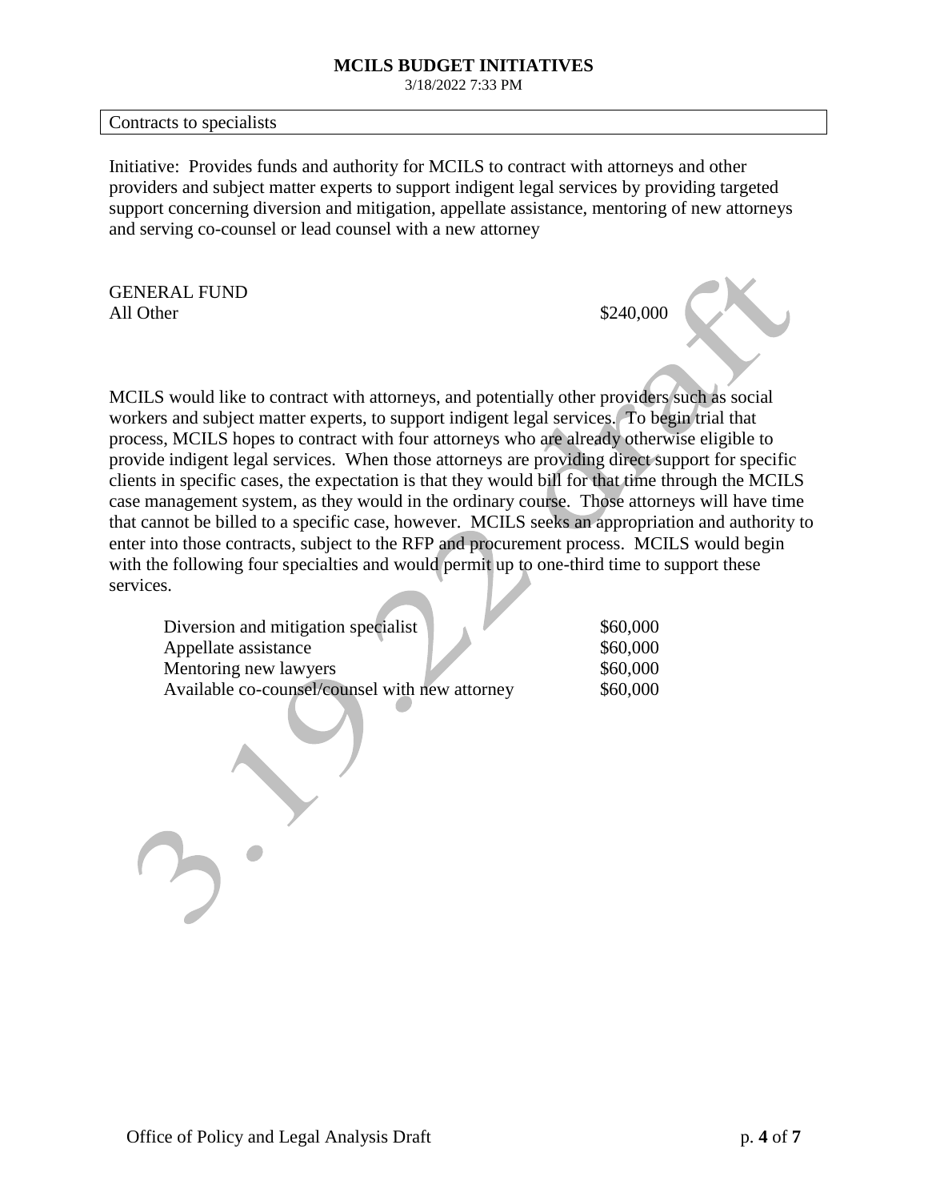Contracts to specialists

Initiative: Provides funds and authority for MCILS to contract with attorneys and other providers and subject matter experts to support indigent legal services by providing targeted support concerning diversion and mitigation, appellate assistance, mentoring of new attorneys and serving co-counsel or lead counsel with a new attorney

| GENERAL FUND | |
|---|---|
| All Other | $240,000 |

MCILS would like to contract with attorneys, and potentially other providers such as social workers and subject matter experts, to support indigent legal services. To begin trial that process, MCILS hopes to contract with four attorneys who are already otherwise eligible to provide indigent legal services. When those attorneys are providing direct support for specific clients in specific cases, the expectation is that they would bill for that time through the MCILS case management system, as they would in the ordinary course. Those attorneys will have time that cannot be billed to a specific case, however. MCILS seeks an appropriation and authority to enter into those contracts, subject to the RFP and procurement process. MCILS would begin with the following four specialties and would permit up to one-third time to support these services.

| | |
|---|---|
| Diversion and mitigation specialist | $60,000 |
| Appellate assistance | $60,000 |
| Mentoring new lawyers | $60,000 |
| Available co-counsel/counsel with new attorney | $60,000 |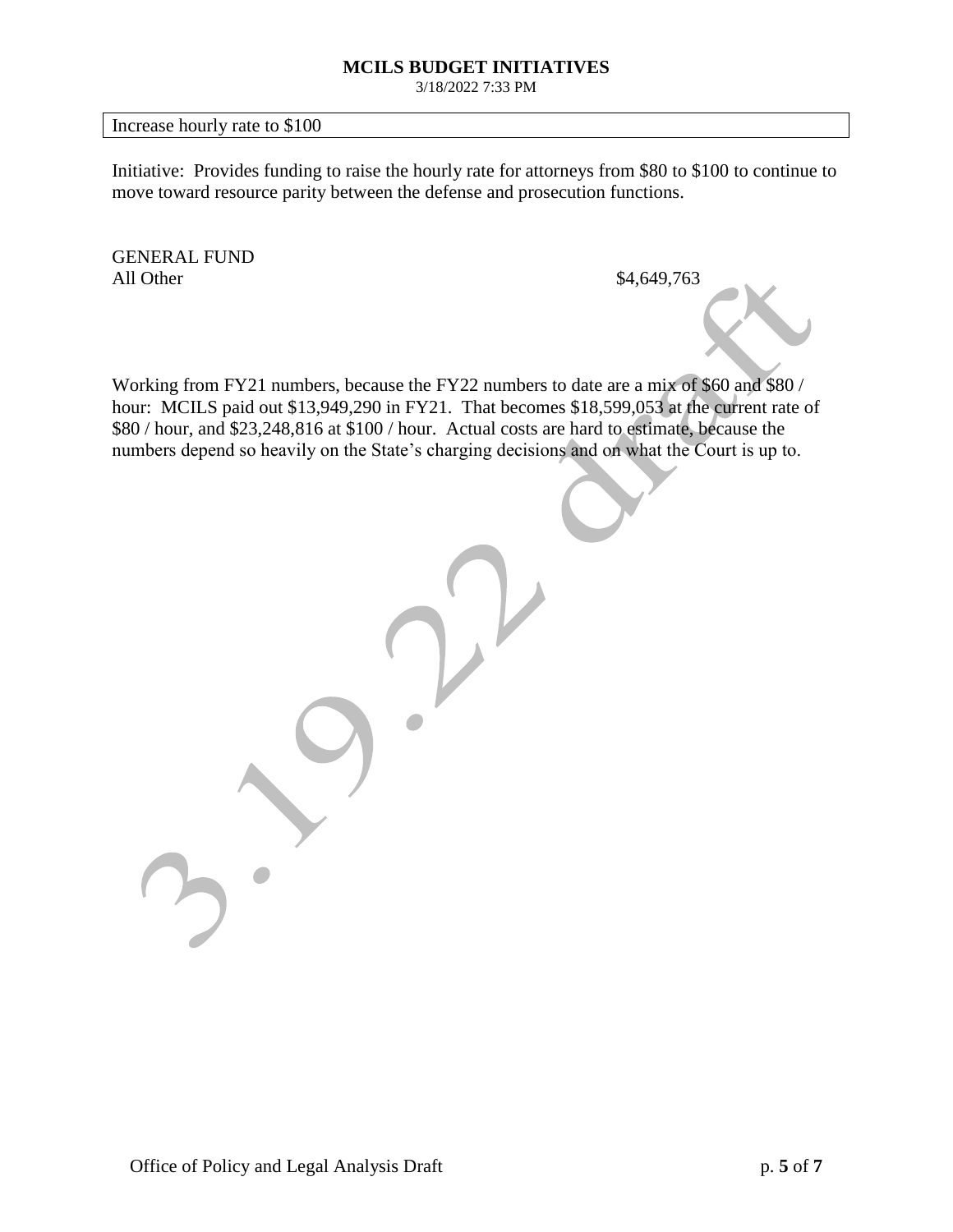Increase hourly rate to $100

Initiative: Provides funding to raise the hourly rate for attorneys from $80 to $100 to continue to move toward resource parity between the defense and prosecution functions.

| GENERAL FUND | |
|---|---|
| All Other | $4,649,763 |

Working from FY21 numbers, because the FY22 numbers to date are a mix of $60 and $80 / hour: MCILS paid out $13,949,290 in FY21. That becomes $18,599,053 at the current rate of $80 / hour, and $23,248,816 at $100 / hour. Actual costs are hard to estimate, because the numbers depend so heavily on the State's charging decisions and on what the Court is up to.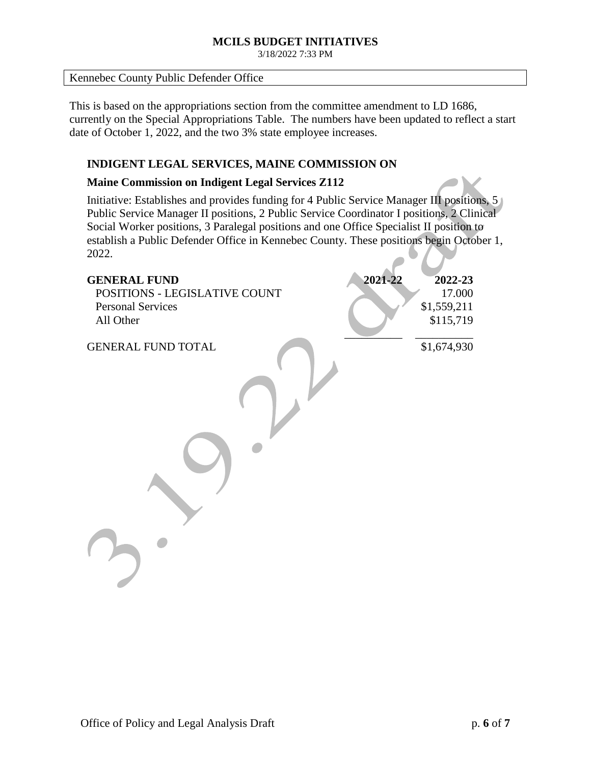Kennebec County Public Defender Office

This is based on the appropriations section from the committee amendment to LD 1686, currently on the Special Appropriations Table. The numbers have been updated to reflect a start date of October 1, 2022, and the two 3% state employee increases.

### INDIGENT LEGAL SERVICES, MAINE COMMISSION ON

**Maine Commission on Indigent Legal Services Z112**

Initiative: Establishes and provides funding for 4 Public Service Manager III positions, 5 Public Service Manager II positions, 2 Public Service Coordinator I positions, 2 Clinical Social Worker positions, 3 Paralegal positions and one Office Specialist II position to establish a Public Defender Office in Kennebec County. These positions begin October 1, 2022.

| **GENERAL FUND** | **2021-22** | **2022-23** |
|---|---|---|
| POSITIONS - LEGISLATIVE COUNT | | 17.000 |
| Personal Services | | $1,559,211 |
| All Other | | $115,719 |
| GENERAL FUND TOTAL | | $1,674,930 |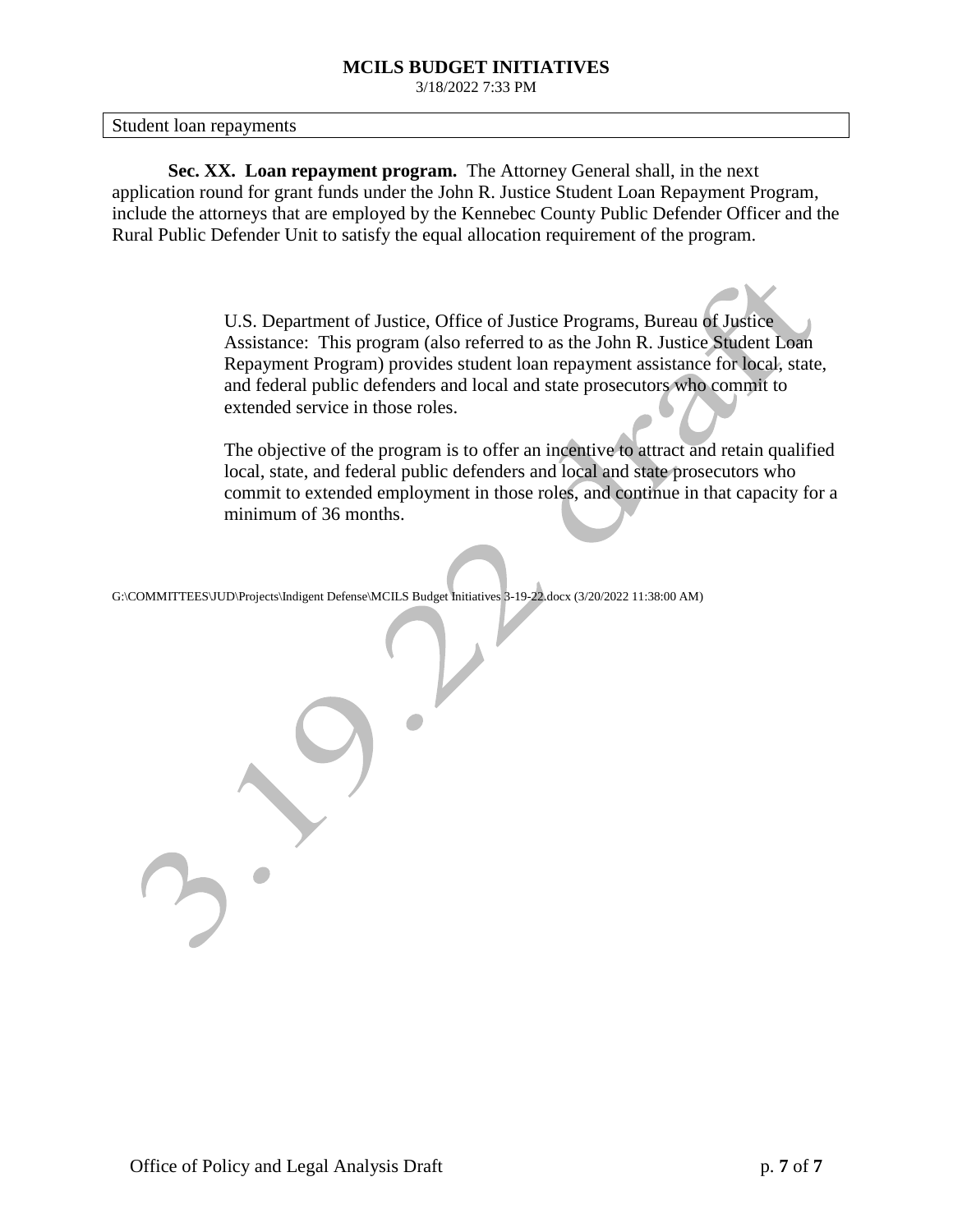Student loan repayments

**Sec. XX. Loan repayment program.** The Attorney General shall, in the next application round for grant funds under the John R. Justice Student Loan Repayment Program, include the attorneys that are employed by the Kennebec County Public Defender Officer and the Rural Public Defender Unit to satisfy the equal allocation requirement of the program.

> U.S. Department of Justice, Office of Justice Programs, Bureau of Justice Assistance: This program (also referred to as the John R. Justice Student Loan Repayment Program) provides student loan repayment assistance for local, state, and federal public defenders and local and state prosecutors who commit to extended service in those roles.
>
> The objective of the program is to offer an incentive to attract and retain qualified local, state, and federal public defenders and local and state prosecutors who commit to extended employment in those roles, and continue in that capacity for a minimum of 36 months.

G:\COMMITTEES\JUD\Projects\Indigent Defense\MCILS Budget Initiatives 3-19-22.docx (3/20/2022 11:38:00 AM)